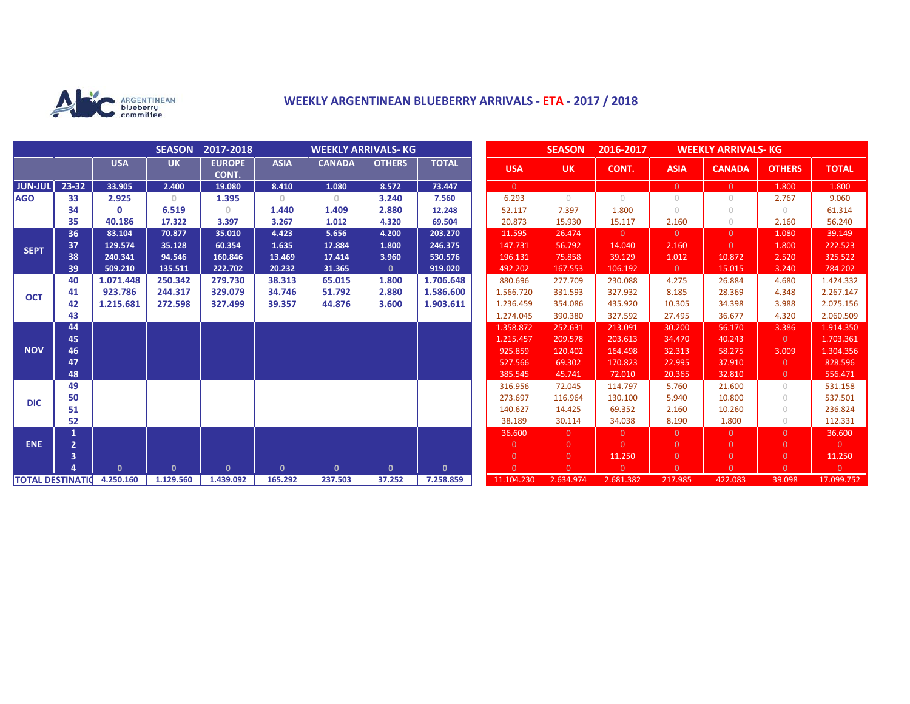ARGENTINEAN blueberry committee

# WEEKLY ARGENTINEAN BLUEBERRY ARRIVALS - ETA - 2017 / 2018

| | | SEASON 2017-2018 WEEKLY ARRIVALS- KG | | | | | | |
|---|---|---|---|---|---|---|---|---|
| | | USA | UK | EUROPE CONT. | ASIA | CANADA | OTHERS | TOTAL |
| JUN-JUL | 23-32 | 33.905 | 2.400 | 19.080 | 8.410 | 1.080 | 8.572 | 73.447 |
| AGO | 33 | 2.925 | 0 | 1.395 | 0 | 0 | 3.240 | 7.560 |
| | 34 | 0 | 6.519 | 0 | 1.440 | 1.409 | 2.880 | 12.248 |
| | 35 | 40.186 | 17.322 | 3.397 | 3.267 | 1.012 | 4.320 | 69.504 |
| SEPT | 36 | 83.104 | 70.877 | 35.010 | 4.423 | 5.656 | 4.200 | 203.270 |
| | 37 | 129.574 | 35.128 | 60.354 | 1.635 | 17.884 | 1.800 | 246.375 |
| | 38 | 240.341 | 94.546 | 160.846 | 13.469 | 17.414 | 3.960 | 530.576 |
| | 39 | 509.210 | 135.511 | 222.702 | 20.232 | 31.365 | 0 | 919.020 |
| OCT | 40 | 1.071.448 | 250.342 | 279.730 | 38.313 | 65.015 | 1.800 | 1.706.648 |
| | 41 | 923.786 | 244.317 | 329.079 | 34.746 | 51.792 | 2.880 | 1.586.600 |
| | 42 | 1.215.681 | 272.598 | 327.499 | 39.357 | 44.876 | 3.600 | 1.903.611 |
| | 43 | | | | | | | |
| NOV | 44 | | | | | | | |
| | 45 | | | | | | | |
| | 46 | | | | | | | |
| | 47 | | | | | | | |
| | 48 | | | | | | | |
| DIC | 49 | | | | | | | |
| | 50 | | | | | | | |
| | 51 | | | | | | | |
| | 52 | | | | | | | |
| ENE | 1 | | | | | | | |
| | 2 | | | | | | | |
| | 3 | | | | | | | |
| | 4 | 0 | 0 | 0 | 0 | 0 | 0 | 0 |
| TOTAL DESTINATIO | | 4.250.160 | 1.129.560 | 1.439.092 | 165.292 | 237.503 | 37.252 | 7.258.859 |

| SEASON 2016-2017 WEEKLY ARRIVALS- KG | | | | | | |
|---|---|---|---|---|---|---|
| USA | UK | CONT. | ASIA | CANADA | OTHERS | TOTAL |
| 0 | | | 0 | 0 | 1.800 | 1.800 |
| 6.293 | 0 | 0 | 0 | 0 | 2.767 | 9.060 |
| 52.117 | 7.397 | 1.800 | 0 | 0 | 0 | 61.314 |
| 20.873 | 15.930 | 15.117 | 2.160 | 0 | 2.160 | 56.240 |
| 11.595 | 26.474 | 0 | 0 | 0 | 1.080 | 39.149 |
| 147.731 | 56.792 | 14.040 | 2.160 | 0 | 1.800 | 222.523 |
| 196.131 | 75.858 | 39.129 | 1.012 | 10.872 | 2.520 | 325.522 |
| 492.202 | 167.553 | 106.192 | 0 | 15.015 | 3.240 | 784.202 |
| 880.696 | 277.709 | 230.088 | 4.275 | 26.884 | 4.680 | 1.424.332 |
| 1.566.720 | 331.593 | 327.932 | 8.185 | 28.369 | 4.348 | 2.267.147 |
| 1.236.459 | 354.086 | 435.920 | 10.305 | 34.398 | 3.988 | 2.075.156 |
| 1.274.045 | 390.380 | 327.592 | 27.495 | 36.677 | 4.320 | 2.060.509 |
| 1.358.872 | 252.631 | 213.091 | 30.200 | 56.170 | 3.386 | 1.914.350 |
| 1.215.457 | 209.578 | 203.613 | 34.470 | 40.243 | 0 | 1.703.361 |
| 925.859 | 120.402 | 164.498 | 32.313 | 58.275 | 3.009 | 1.304.356 |
| 527.566 | 69.302 | 170.823 | 22.995 | 37.910 | 0 | 828.596 |
| 385.545 | 45.741 | 72.010 | 20.365 | 32.810 | 0 | 556.471 |
| 316.956 | 72.045 | 114.797 | 5.760 | 21.600 | 0 | 531.158 |
| 273.697 | 116.964 | 130.100 | 5.940 | 10.800 | 0 | 537.501 |
| 140.627 | 14.425 | 69.352 | 2.160 | 10.260 | 0 | 236.824 |
| 38.189 | 30.114 | 34.038 | 8.190 | 1.800 | 0 | 112.331 |
| 36.600 | 0 | 0 | 0 | 0 | 0 | 36.600 |
| 0 | 0 | 0 | 0 | 0 | 0 | 0 |
| 0 | 0 | 11.250 | 0 | 0 | 0 | 11.250 |
| 0 | 0 | 0 | 0 | 0 | 0 | 0 |
| 11.104.230 | 2.634.974 | 2.681.382 | 217.985 | 422.083 | 39.098 | 17.099.752 |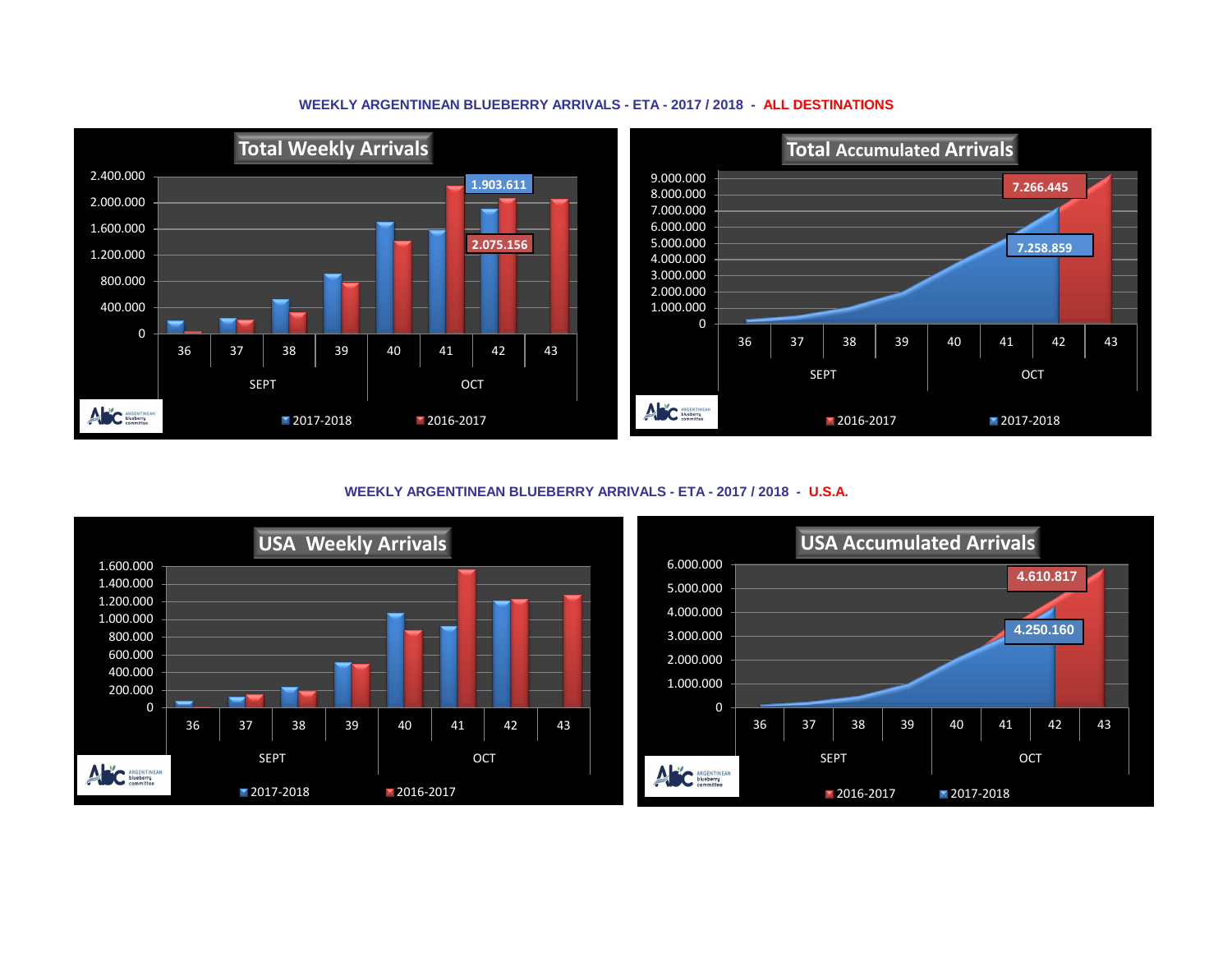### WEEKLY ARGENTINEAN BLUEBERRY ARRIVALS - ETA - 2017 / 2018 - ALL DESTINATIONS

**Total Weekly Arrivals**

2.400.000, 2.000.000, 1.600.000, 1.200.000, 800.000, 400.000, 0

1.903.611

2.075.156

36 37 38 39 40 41 42 43

SEPT OCT

2017-2018 2016-2017

**Total Accumulated Arrivals**

9.000.000, 8.000.000, 7.000.000, 6.000.000, 5.000.000, 4.000.000, 3.000.000, 2.000.000, 1.000.000, 0

7.266.445

7.258.859

36 37 38 39 40 41 42 43

SEPT OCT

2016-2017 2017-2018

### WEEKLY ARGENTINEAN BLUEBERRY ARRIVALS - ETA - 2017 / 2018 - U.S.A.

**USA Weekly Arrivals**

1.600.000, 1.400.000, 1.200.000, 1.000.000, 800.000, 600.000, 400.000, 200.000, 0

36 37 38 39 40 41 42 43

SEPT OCT

2017-2018 2016-2017

**USA Accumulated Arrivals**

6.000.000, 5.000.000, 4.000.000, 3.000.000, 2.000.000, 1.000.000, 0

4.610.817

4.250.160

36 37 38 39 40 41 42 43

SEPT OCT

2016-2017 2017-2018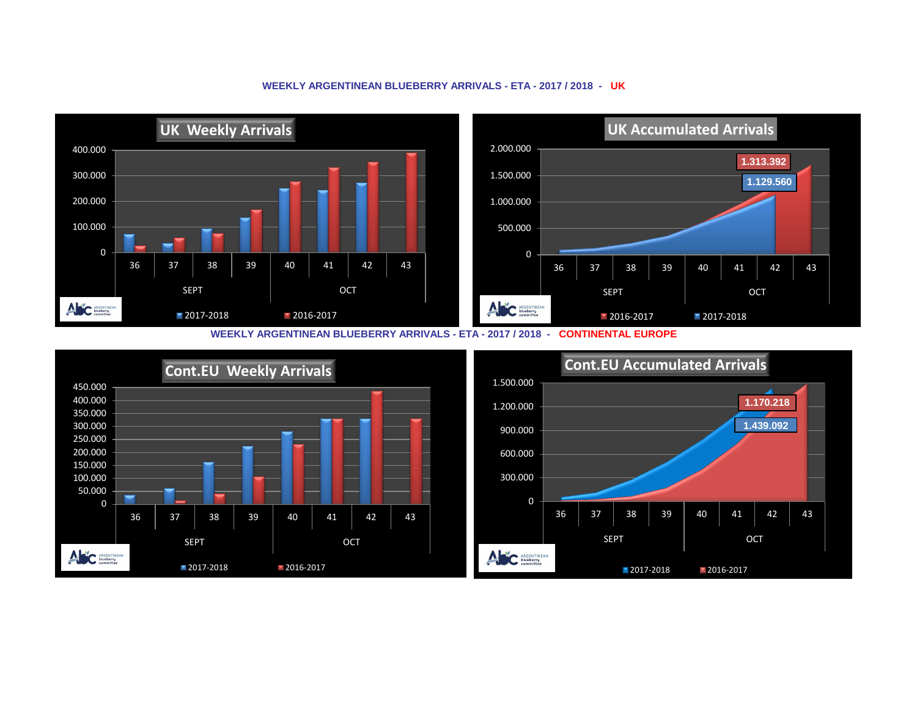**WEEKLY ARGENTINEAN BLUEBERRY ARRIVALS - ETA - 2017 / 2018 - UK**

## UK Weekly Arrivals

Weeks: 36, 37, 38, 39 (SEPT); 40, 41, 42, 43 (OCT)

Legend: 2017-2018, 2016-2017

## UK Accumulated Arrivals

1.313.392

1.129.560

Weeks: 36, 37, 38, 39 (SEPT); 40, 41, 42, 43 (OCT)

Legend: 2016-2017, 2017-2018

**WEEKLY ARGENTINEAN BLUEBERRY ARRIVALS - ETA - 2017 / 2018 - CONTINENTAL EUROPE**

## Cont.EU Weekly Arrivals

Weeks: 36, 37, 38, 39 (SEPT); 40, 41, 42, 43 (OCT)

Legend: 2017-2018, 2016-2017

## Cont.EU Accumulated Arrivals

1.170.218

1.439.092

Weeks: 36, 37, 38, 39 (SEPT); 40, 41, 42, 43 (OCT)

Legend: 2017-2018, 2016-2017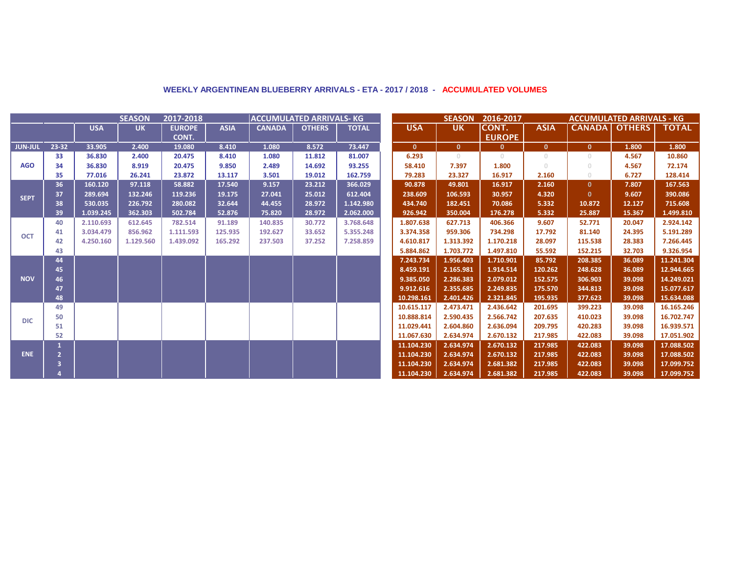## WEEKLY ARGENTINEAN BLUEBERRY ARRIVALS - ETA - 2017 / 2018 - ACCUMULATED VOLUMES

| | | SEASON 2017-2018 | | | | ACCUMULATED ARRIVALS- KG | | |
|---|---|---|---|---|---|---|---|---|
| | | USA | UK | EUROPE CONT. | ASIA | CANADA | OTHERS | TOTAL |
| JUN-JUL | 23-32 | 33.905 | 2.400 | 19.080 | 8.410 | 1.080 | 8.572 | 73.447 |
| AGO | 33 | 36.830 | 2.400 | 20.475 | 8.410 | 1.080 | 11.812 | 81.007 |
| | 34 | 36.830 | 8.919 | 20.475 | 9.850 | 2.489 | 14.692 | 93.255 |
| | 35 | 77.016 | 26.241 | 23.872 | 13.117 | 3.501 | 19.012 | 162.759 |
| SEPT | 36 | 160.120 | 97.118 | 58.882 | 17.540 | 9.157 | 23.212 | 366.029 |
| | 37 | 289.694 | 132.246 | 119.236 | 19.175 | 27.041 | 25.012 | 612.404 |
| | 38 | 530.035 | 226.792 | 280.082 | 32.644 | 44.455 | 28.972 | 1.142.980 |
| | 39 | 1.039.245 | 362.303 | 502.784 | 52.876 | 75.820 | 28.972 | 2.062.000 |
| OCT | 40 | 2.110.693 | 612.645 | 782.514 | 91.189 | 140.835 | 30.772 | 3.768.648 |
| | 41 | 3.034.479 | 856.962 | 1.111.593 | 125.935 | 192.627 | 33.652 | 5.355.248 |
| | 42 | 4.250.160 | 1.129.560 | 1.439.092 | 165.292 | 237.503 | 37.252 | 7.258.859 |
| | 43 | | | | | | | |
| NOV | 44 | | | | | | | |
| | 45 | | | | | | | |
| | 46 | | | | | | | |
| | 47 | | | | | | | |
| | 48 | | | | | | | |
| DIC | 49 | | | | | | | |
| | 50 | | | | | | | |
| | 51 | | | | | | | |
| | 52 | | | | | | | |
| ENE | 1 | | | | | | | |
| | 2 | | | | | | | |
| | 3 | | | | | | | |
| | 4 | | | | | | | |

| SEASON 2016-2017 | | | | ACCUMULATED ARRIVALS - KG | | |
|---|---|---|---|---|---|---|
| USA | UK | CONT. EUROPE | ASIA | CANADA | OTHERS | TOTAL |
| 0 | 0 | 0 | 0 | 0 | 1.800 | 1.800 |
| 6.293 | 0 | 0 | 0 | 0 | 4.567 | 10.860 |
| 58.410 | 7.397 | 1.800 | 0 | 0 | 4.567 | 72.174 |
| 79.283 | 23.327 | 16.917 | 2.160 | 0 | 6.727 | 128.414 |
| 90.878 | 49.801 | 16.917 | 2.160 | 0 | 7.807 | 167.563 |
| 238.609 | 106.593 | 30.957 | 4.320 | 0 | 9.607 | 390.086 |
| 434.740 | 182.451 | 70.086 | 5.332 | 10.872 | 12.127 | 715.608 |
| 926.942 | 350.004 | 176.278 | 5.332 | 25.887 | 15.367 | 1.499.810 |
| 1.807.638 | 627.713 | 406.366 | 9.607 | 52.771 | 20.047 | 2.924.142 |
| 3.374.358 | 959.306 | 734.298 | 17.792 | 81.140 | 24.395 | 5.191.289 |
| 4.610.817 | 1.313.392 | 1.170.218 | 28.097 | 115.538 | 28.383 | 7.266.445 |
| 5.884.862 | 1.703.772 | 1.497.810 | 55.592 | 152.215 | 32.703 | 9.326.954 |
| 7.243.734 | 1.956.403 | 1.710.901 | 85.792 | 208.385 | 36.089 | 11.241.304 |
| 8.459.191 | 2.165.981 | 1.914.514 | 120.262 | 248.628 | 36.089 | 12.944.665 |
| 9.385.050 | 2.286.383 | 2.079.012 | 152.575 | 306.903 | 39.098 | 14.249.021 |
| 9.912.616 | 2.355.685 | 2.249.835 | 175.570 | 344.813 | 39.098 | 15.077.617 |
| 10.298.161 | 2.401.426 | 2.321.845 | 195.935 | 377.623 | 39.098 | 15.634.088 |
| 10.615.117 | 2.473.471 | 2.436.642 | 201.695 | 399.223 | 39.098 | 16.165.246 |
| 10.888.814 | 2.590.435 | 2.566.742 | 207.635 | 410.023 | 39.098 | 16.702.747 |
| 11.029.441 | 2.604.860 | 2.636.094 | 209.795 | 420.283 | 39.098 | 16.939.571 |
| 11.067.630 | 2.634.974 | 2.670.132 | 217.985 | 422.083 | 39.098 | 17.051.902 |
| 11.104.230 | 2.634.974 | 2.670.132 | 217.985 | 422.083 | 39.098 | 17.088.502 |
| 11.104.230 | 2.634.974 | 2.670.132 | 217.985 | 422.083 | 39.098 | 17.088.502 |
| 11.104.230 | 2.634.974 | 2.681.382 | 217.985 | 422.083 | 39.098 | 17.099.752 |
| 11.104.230 | 2.634.974 | 2.681.382 | 217.985 | 422.083 | 39.098 | 17.099.752 |